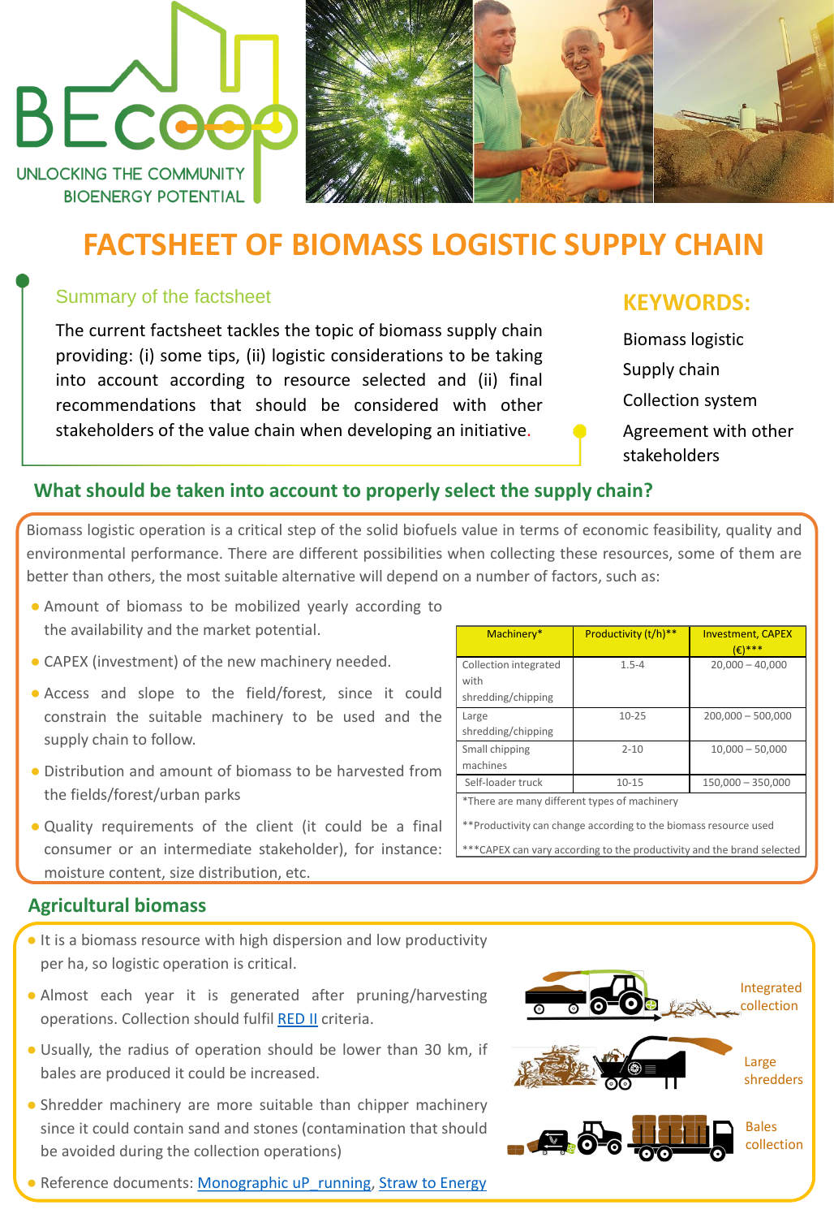BECOOP

UNLOCKING THE COMMUNITY BIOENERGY POTENTIAL

# FACTSHEET OF BIOMASS LOGISTIC SUPPLY CHAIN

## Summary of the factsheet

The current factsheet tackles the topic of biomass supply chain providing: (i) some tips, (ii) logistic considerations to be taking into account according to resource selected and (ii) final recommendations that should be considered with other stakeholders of the value chain when developing an initiative.

## KEYWORDS:

Biomass logistic

Supply chain

Collection system

Agreement with other stakeholders

## What should be taken into account to properly select the supply chain?

Biomass logistic operation is a critical step of the solid biofuels value in terms of economic feasibility, quality and environmental performance. There are different possibilities when collecting these resources, some of them are better than others, the most suitable alternative will depend on a number of factors, such as:

- Amount of biomass to be mobilized yearly according to the availability and the market potential.
- CAPEX (investment) of the new machinery needed.
- Access and slope to the field/forest, since it could constrain the suitable machinery to be used and the supply chain to follow.
- Distribution and amount of biomass to be harvested from the fields/forest/urban parks
- Quality requirements of the client (it could be a final consumer or an intermediate stakeholder), for instance: moisture content, size distribution, etc.

| Machinery* | Productivity (t/h)** | Investment, CAPEX (€)*** |
|---|---|---|
| Collection integrated with shredding/chipping | 1.5-4 | 20,000 – 40,000 |
| Large shredding/chipping | 10-25 | 200,000 – 500,000 |
| Small chipping machines | 2-10 | 10,000 – 50,000 |
| Self-loader truck | 10-15 | 150,000 – 350,000 |

*There are many different types of machinery

**Productivity can change according to the biomass resource used

***CAPEX can vary according to the productivity and the brand selected

## Agricultural biomass

- It is a biomass resource with high dispersion and low productivity per ha, so logistic operation is critical.
- Almost each year it is generated after pruning/harvesting operations. Collection should fulfil RED II criteria.
- Usually, the radius of operation should be lower than 30 km, if bales are produced it could be increased.
- Shredder machinery are more suitable than chipper machinery since it could contain sand and stones (contamination that should be avoided during the collection operations)
- Reference documents: Monographic uP_running, Straw to Energy

Integrated collection

Large shredders

Bales collection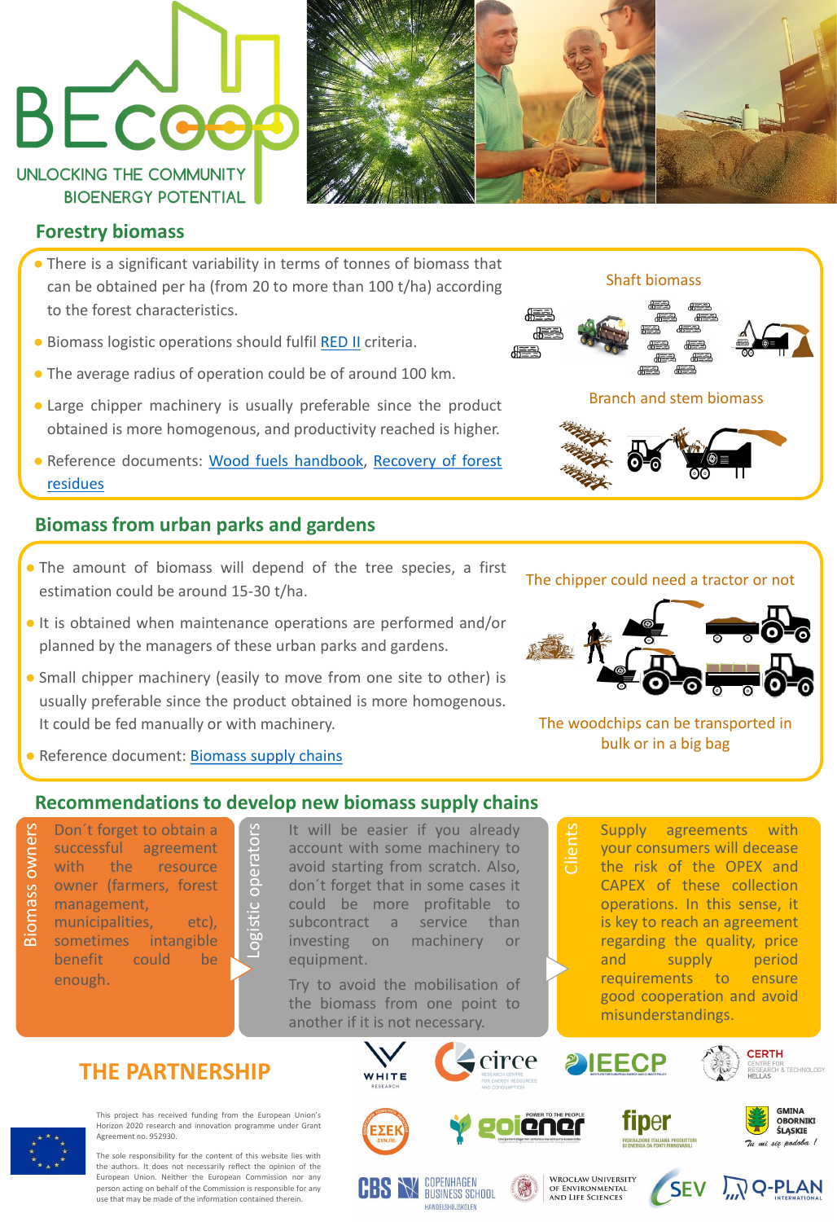# BEcoop

UNLOCKING THE COMMUNITY BIOENERGY POTENTIAL

## Forestry biomass

- There is a significant variability in terms of tonnes of biomass that can be obtained per ha (from 20 to more than 100 t/ha) according to the forest characteristics.
- Biomass logistic operations should fulfil RED II criteria.
- The average radius of operation could be of around 100 km.
- Large chipper machinery is usually preferable since the product obtained is more homogenous, and productivity reached is higher.
- Reference documents: Wood fuels handbook, Recovery of forest residues

Shaft biomass

Branch and stem biomass

## Biomass from urban parks and gardens

- The amount of biomass will depend of the tree species, a first estimation could be around 15-30 t/ha.
- It is obtained when maintenance operations are performed and/or planned by the managers of these urban parks and gardens.
- Small chipper machinery (easily to move from one site to other) is usually preferable since the product obtained is more homogenous. It could be fed manually or with machinery.
- Reference document: Biomass supply chains

The chipper could need a tractor or not

The woodchips can be transported in bulk or in a big bag

## Recommendations to develop new biomass supply chains

**Biomass owners**

Don´t forget to obtain a successful agreement with the resource owner (farmers, forest management, municipalities, etc), sometimes intangible benefit could be enough.

**Logistic operators**

It will be easier if you already account with some machinery to avoid starting from scratch. Also, don´t forget that in some cases it could be more profitable to subcontract a service than investing on machinery or equipment.

Try to avoid the mobilisation of the biomass from one point to another if it is not necessary.

**Clients**

Supply agreements with your consumers will decease the risk of the OPEX and CAPEX of these collection operations. In this sense, it is key to reach an agreement regarding the quality, price and supply period requirements to ensure good cooperation and avoid misunderstandings.

## THE PARTNERSHIP

WHITE RESEARCH · circe · IEECP · CERTH · ΕΣΕΚ · goiener · fiper · Gmina Oborniki Śląskie · CBS Copenhagen Business School · Wrocław University of Environmental and Life Sciences · SEV · Q-PLAN International

This project has received funding from the European Union's Horizon 2020 research and innovation programme under Grant Agreement no. 952930.

The sole responsibility for the content of this website lies with the authors. It does not necessarily reflect the opinion of the European Union. Neither the European Commission nor any person acting on behalf of the Commission is responsible for any use that may be made of the information contained therein.